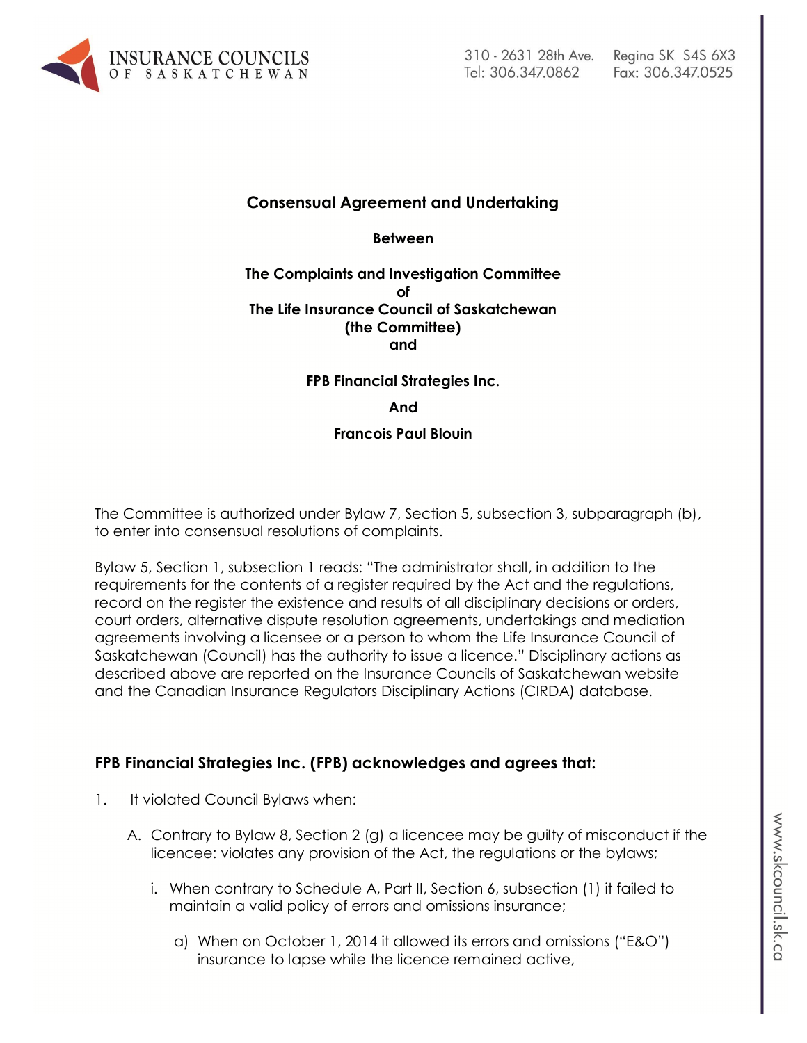**Consensual Agreement and Undertaking**

**Between**

**The Complaints and Investigation Committee**
**of**
**The Life Insurance Council of Saskatchewan**
**(the Committee)**
**and**

**FPB Financial Strategies Inc.**

**And**

**Francois Paul Blouin**

The Committee is authorized under Bylaw 7, Section 5, subsection 3, subparagraph (b), to enter into consensual resolutions of complaints.

Bylaw 5, Section 1, subsection 1 reads: "The administrator shall, in addition to the requirements for the contents of a register required by the Act and the regulations, record on the register the existence and results of all disciplinary decisions or orders, court orders, alternative dispute resolution agreements, undertakings and mediation agreements involving a licensee or a person to whom the Life Insurance Council of Saskatchewan (Council) has the authority to issue a licence." Disciplinary actions as described above are reported on the Insurance Councils of Saskatchewan website and the Canadian Insurance Regulators Disciplinary Actions (CIRDA) database.

## FPB Financial Strategies Inc. (FPB) acknowledges and agrees that:

1. It violated Council Bylaws when:

   A. Contrary to Bylaw 8, Section 2 (g) a licencee may be guilty of misconduct if the licencee: violates any provision of the Act, the regulations or the bylaws;

      i. When contrary to Schedule A, Part II, Section 6, subsection (1) it failed to maintain a valid policy of errors and omissions insurance;

         a) When on October 1, 2014 it allowed its errors and omissions ("E&O") insurance to lapse while the licence remained active,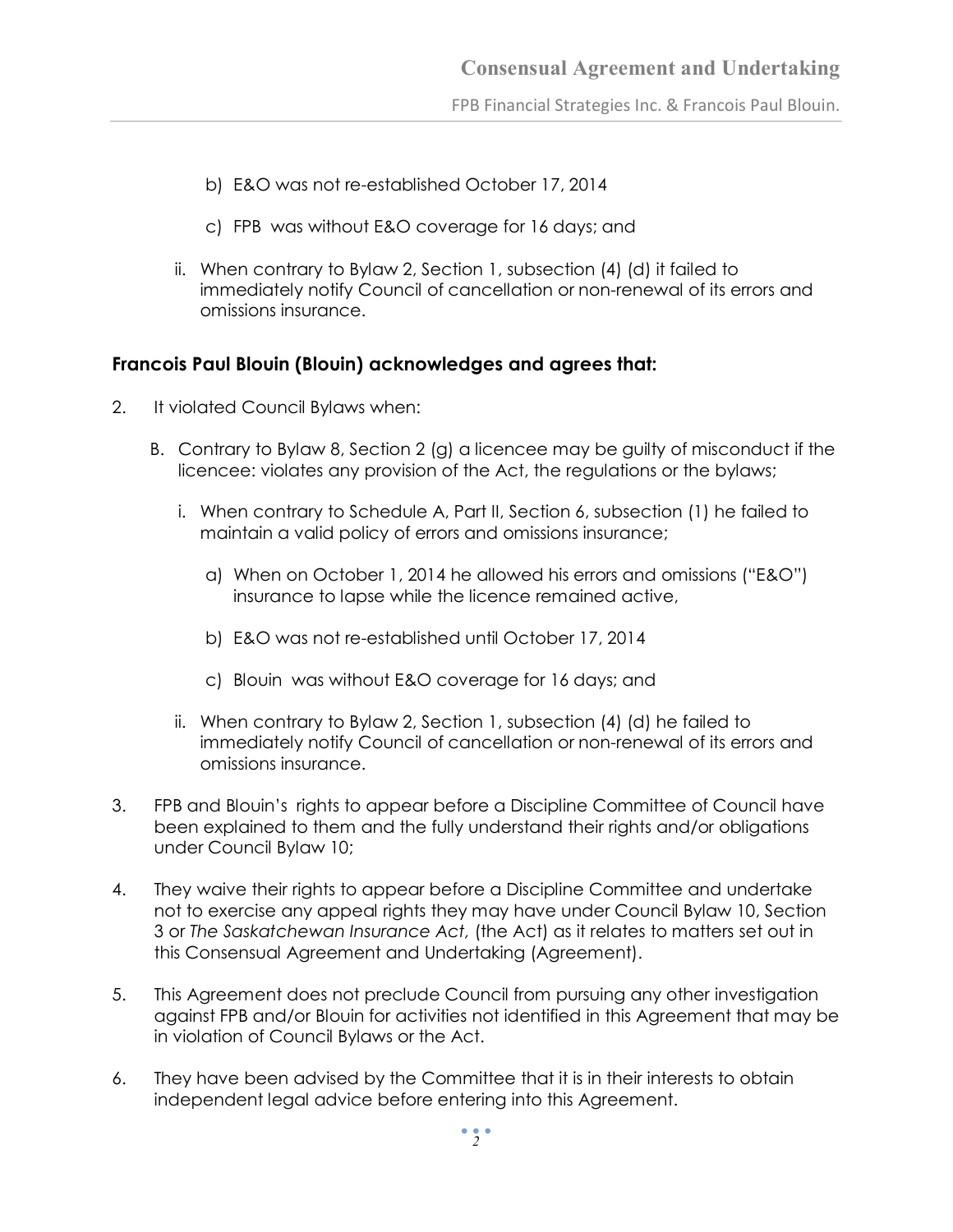b) E&O was not re-established October 17, 2014

c) FPB was without E&O coverage for 16 days; and

ii. When contrary to Bylaw 2, Section 1, subsection (4) (d) it failed to immediately notify Council of cancellation or non-renewal of its errors and omissions insurance.

**Francois Paul Blouin (Blouin) acknowledges and agrees that:**

2. It violated Council Bylaws when:

   B. Contrary to Bylaw 8, Section 2 (g) a licencee may be guilty of misconduct if the licencee: violates any provision of the Act, the regulations or the bylaws;

      i. When contrary to Schedule A, Part II, Section 6, subsection (1) he failed to maintain a valid policy of errors and omissions insurance;

         a) When on October 1, 2014 he allowed his errors and omissions ("E&O") insurance to lapse while the licence remained active,

         b) E&O was not re-established until October 17, 2014

         c) Blouin was without E&O coverage for 16 days; and

      ii. When contrary to Bylaw 2, Section 1, subsection (4) (d) he failed to immediately notify Council of cancellation or non-renewal of its errors and omissions insurance.

3. FPB and Blouin's rights to appear before a Discipline Committee of Council have been explained to them and the fully understand their rights and/or obligations under Council Bylaw 10;

4. They waive their rights to appear before a Discipline Committee and undertake not to exercise any appeal rights they may have under Council Bylaw 10, Section 3 or *The Saskatchewan Insurance Act,* (the Act) as it relates to matters set out in this Consensual Agreement and Undertaking (Agreement).

5. This Agreement does not preclude Council from pursuing any other investigation against FPB and/or Blouin for activities not identified in this Agreement that may be in violation of Council Bylaws or the Act.

6. They have been advised by the Committee that it is in their interests to obtain independent legal advice before entering into this Agreement.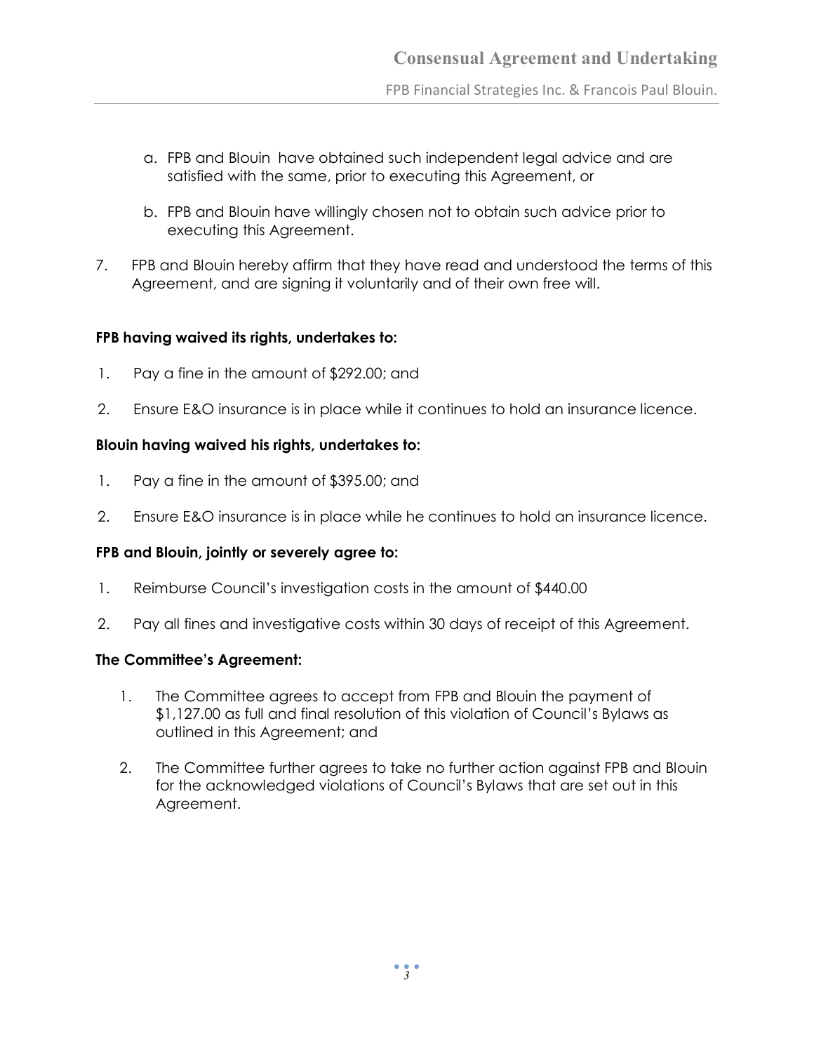a. FPB and Blouin  have obtained such independent legal advice and are satisfied with the same, prior to executing this Agreement, or

b. FPB and Blouin have willingly chosen not to obtain such advice prior to executing this Agreement.

7. FPB and Blouin hereby affirm that they have read and understood the terms of this Agreement, and are signing it voluntarily and of their own free will.

**FPB having waived its rights, undertakes to:**

1. Pay a fine in the amount of $292.00; and
2. Ensure E&O insurance is in place while it continues to hold an insurance licence.

**Blouin having waived his rights, undertakes to:**

1. Pay a fine in the amount of $395.00; and
2. Ensure E&O insurance is in place while he continues to hold an insurance licence.

**FPB and Blouin, jointly or severely agree to:**

1. Reimburse Council's investigation costs in the amount of $440.00
2. Pay all fines and investigative costs within 30 days of receipt of this Agreement.

**The Committee's Agreement:**

1. The Committee agrees to accept from FPB and Blouin the payment of $1,127.00 as full and final resolution of this violation of Council's Bylaws as outlined in this Agreement; and
2. The Committee further agrees to take no further action against FPB and Blouin for the acknowledged violations of Council's Bylaws that are set out in this Agreement.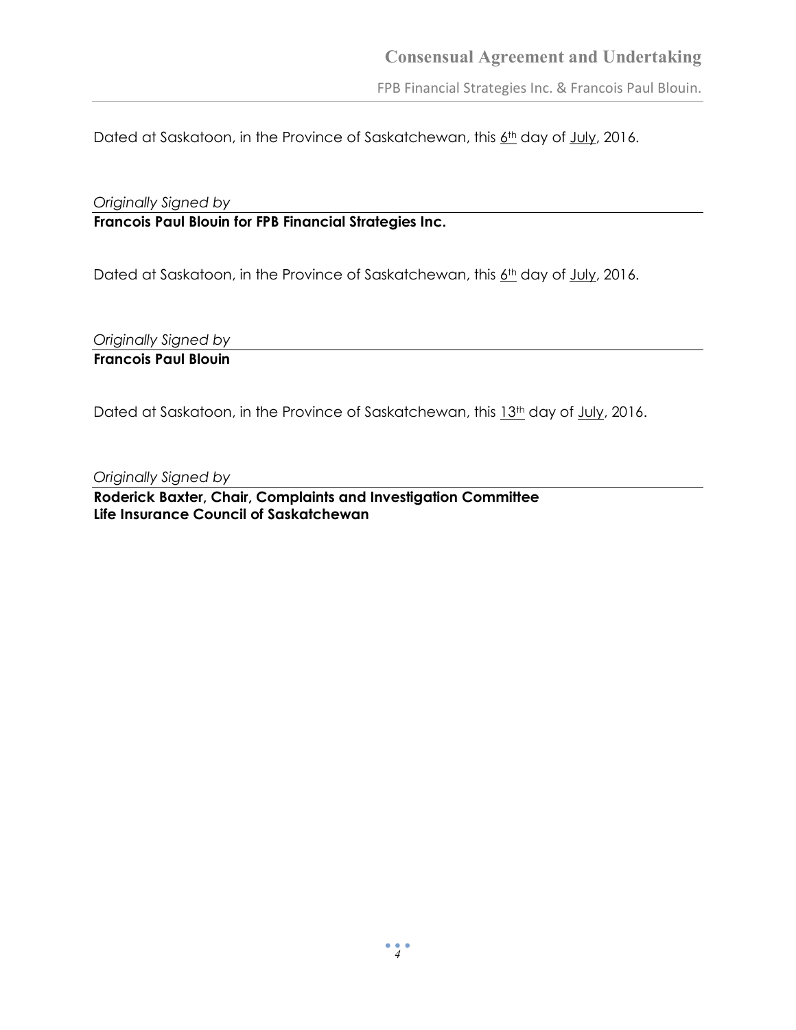Dated at Saskatoon, in the Province of Saskatchewan, this 6th day of July, 2016.

*Originally Signed by*

**Francois Paul Blouin for FPB Financial Strategies Inc.**

Dated at Saskatoon, in the Province of Saskatchewan, this 6th day of July, 2016.

*Originally Signed by*

**Francois Paul Blouin**

Dated at Saskatoon, in the Province of Saskatchewan, this 13th day of July, 2016.

*Originally Signed by*

**Roderick Baxter, Chair, Complaints and Investigation Committee**
**Life Insurance Council of Saskatchewan**